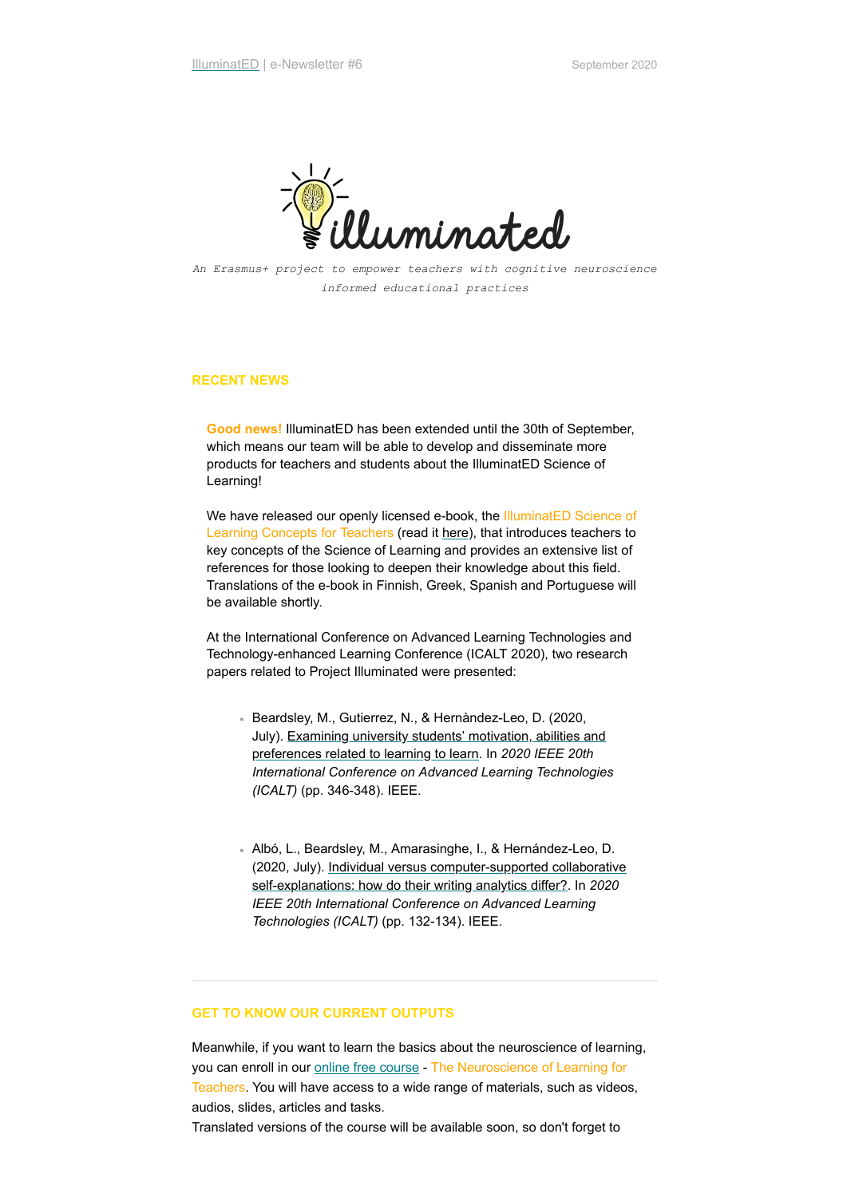IlluminatED | e-Newsletter #6

September 2020

*An Erasmus+ project to empower teachers with cognitive neuroscience informed educational practices*

## RECENT NEWS

**Good news!** IlluminatED has been extended until the 30th of September, which means our team will be able to develop and disseminate more products for teachers and students about the IlluminatED Science of Learning!

We have released our openly licensed e-book, the IlluminatED Science of Learning Concepts for Teachers (read it here), that introduces teachers to key concepts of the Science of Learning and provides an extensive list of references for those looking to deepen their knowledge about this field. Translations of the e-book in Finnish, Greek, Spanish and Portuguese will be available shortly.

At the International Conference on Advanced Learning Technologies and Technology-enhanced Learning Conference (ICALT 2020), two research papers related to Project Illuminated were presented:

- Beardsley, M., Gutierrez, N., & Hernàndez-Leo, D. (2020, July). Examining university students' motivation, abilities and preferences related to learning to learn. In *2020 IEEE 20th International Conference on Advanced Learning Technologies (ICALT)* (pp. 346-348). IEEE.

- Albó, L., Beardsley, M., Amarasinghe, I., & Hernández-Leo, D. (2020, July). Individual versus computer-supported collaborative self-explanations: how do their writing analytics differ?. In *2020 IEEE 20th International Conference on Advanced Learning Technologies (ICALT)* (pp. 132-134). IEEE.

---

## GET TO KNOW OUR CURRENT OUTPUTS

Meanwhile, if you want to learn the basics about the neuroscience of learning, you can enroll in our online free course - The Neuroscience of Learning for Teachers. You will have access to a wide range of materials, such as videos, audios, slides, articles and tasks.
Translated versions of the course will be available soon, so don't forget to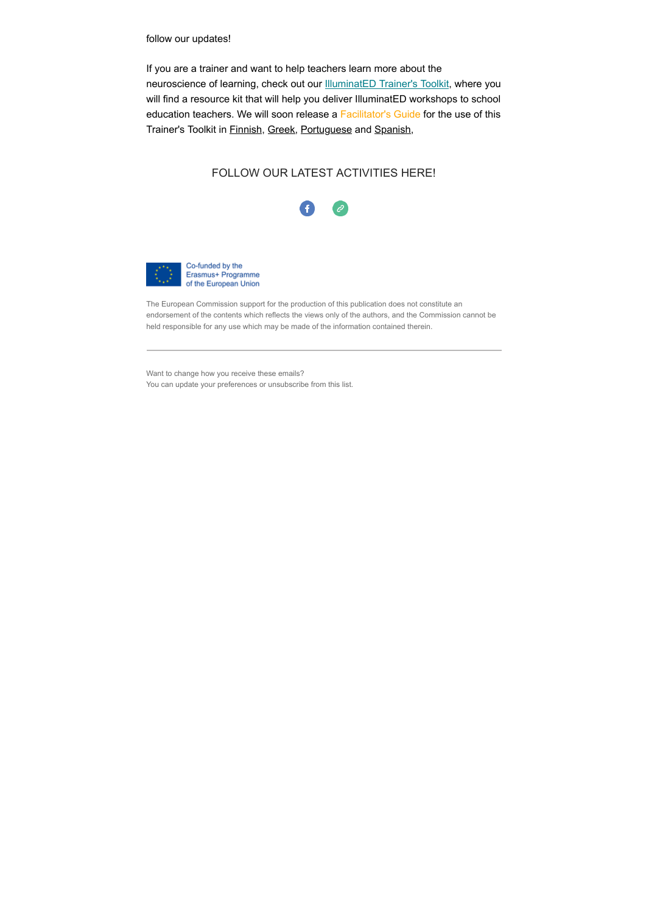follow our updates!

If you are a trainer and want to help teachers learn more about the neuroscience of learning, check out our IlluminatED Trainer's Toolkit, where you will find a resource kit that will help you deliver IlluminatED workshops to school education teachers. We will soon release a Facilitator's Guide for the use of this Trainer's Toolkit in Finnish, Greek, Portuguese and Spanish,

FOLLOW OUR LATEST ACTIVITIES HERE!

Co-funded by the Erasmus+ Programme of the European Union

The European Commission support for the production of this publication does not constitute an endorsement of the contents which reflects the views only of the authors, and the Commission cannot be held responsible for any use which may be made of the information contained therein.

---

Want to change how you receive these emails?
You can update your preferences or unsubscribe from this list.